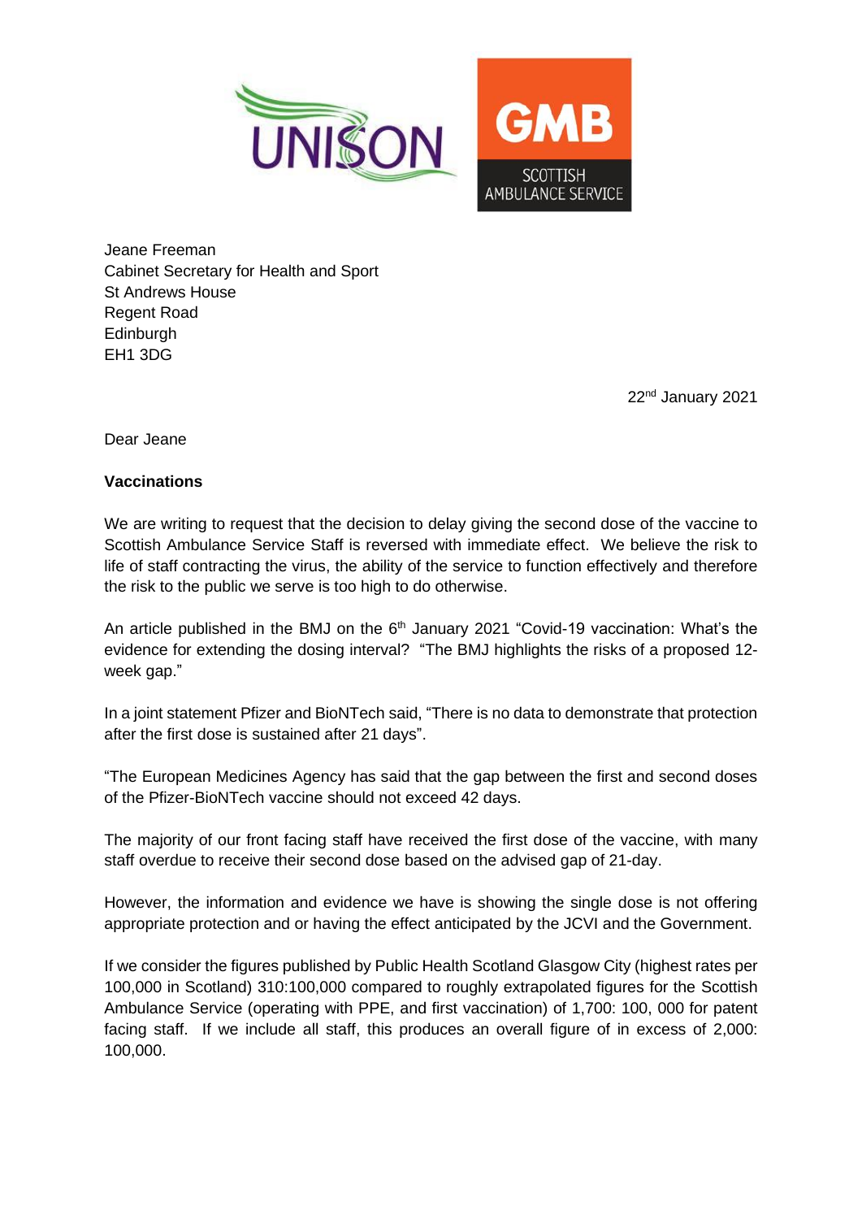UNISON

GMB SCOTTISH AMBULANCE SERVICE

Jeane Freeman
Cabinet Secretary for Health and Sport
St Andrews House
Regent Road
Edinburgh
EH1 3DG

22nd January 2021

Dear Jeane

**Vaccinations**

We are writing to request that the decision to delay giving the second dose of the vaccine to Scottish Ambulance Service Staff is reversed with immediate effect. We believe the risk to life of staff contracting the virus, the ability of the service to function effectively and therefore the risk to the public we serve is too high to do otherwise.

An article published in the BMJ on the 6th January 2021 "Covid-19 vaccination: What's the evidence for extending the dosing interval? "The BMJ highlights the risks of a proposed 12-week gap."

In a joint statement Pfizer and BioNTech said, "There is no data to demonstrate that protection after the first dose is sustained after 21 days".

"The European Medicines Agency has said that the gap between the first and second doses of the Pfizer-BioNTech vaccine should not exceed 42 days.

The majority of our front facing staff have received the first dose of the vaccine, with many staff overdue to receive their second dose based on the advised gap of 21-day.

However, the information and evidence we have is showing the single dose is not offering appropriate protection and or having the effect anticipated by the JCVI and the Government.

If we consider the figures published by Public Health Scotland Glasgow City (highest rates per 100,000 in Scotland) 310:100,000 compared to roughly extrapolated figures for the Scottish Ambulance Service (operating with PPE, and first vaccination) of 1,700: 100, 000 for patent facing staff. If we include all staff, this produces an overall figure of in excess of 2,000: 100,000.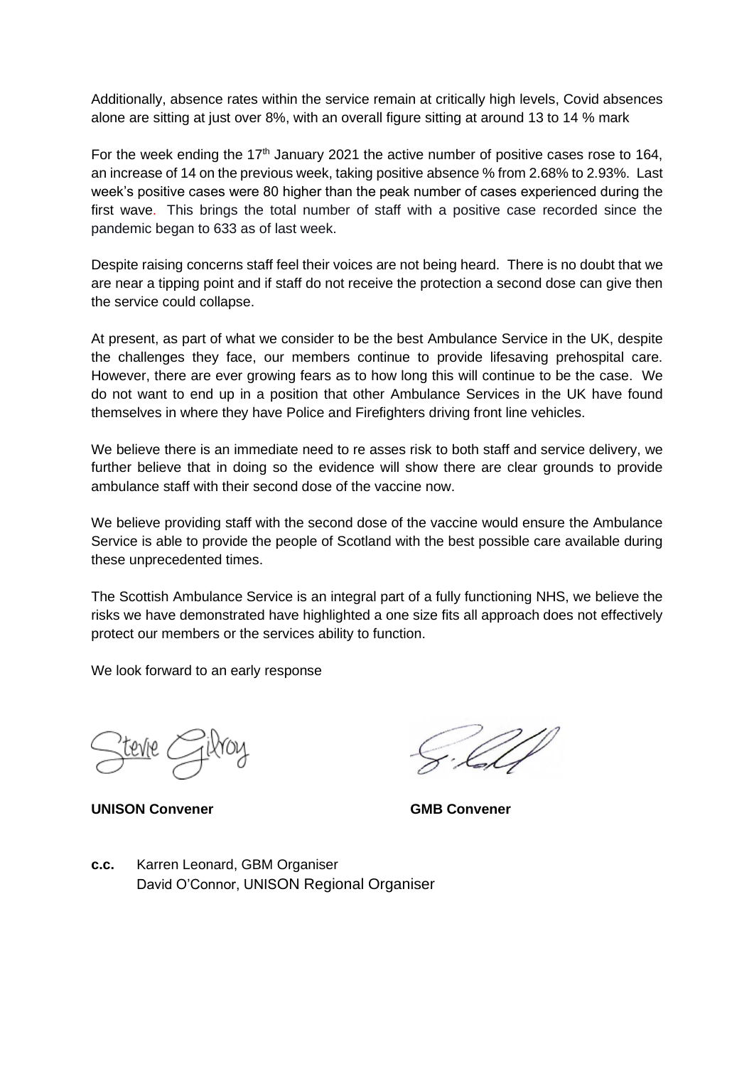Additionally, absence rates within the service remain at critically high levels, Covid absences alone are sitting at just over 8%, with an overall figure sitting at around 13 to 14 % mark

For the week ending the 17th January 2021 the active number of positive cases rose to 164, an increase of 14 on the previous week, taking positive absence % from 2.68% to 2.93%. Last week's positive cases were 80 higher than the peak number of cases experienced during the first wave. This brings the total number of staff with a positive case recorded since the pandemic began to 633 as of last week.

Despite raising concerns staff feel their voices are not being heard. There is no doubt that we are near a tipping point and if staff do not receive the protection a second dose can give then the service could collapse.

At present, as part of what we consider to be the best Ambulance Service in the UK, despite the challenges they face, our members continue to provide lifesaving prehospital care. However, there are ever growing fears as to how long this will continue to be the case. We do not want to end up in a position that other Ambulance Services in the UK have found themselves in where they have Police and Firefighters driving front line vehicles.

We believe there is an immediate need to re asses risk to both staff and service delivery, we further believe that in doing so the evidence will show there are clear grounds to provide ambulance staff with their second dose of the vaccine now.

We believe providing staff with the second dose of the vaccine would ensure the Ambulance Service is able to provide the people of Scotland with the best possible care available during these unprecedented times.

The Scottish Ambulance Service is an integral part of a fully functioning NHS, we believe the risks we have demonstrated have highlighted a one size fits all approach does not effectively protect our members or the services ability to function.

We look forward to an early response

Stevie Gilroy

**UNISON Convener** **GMB Convener**

**c.c.** Karren Leonard, GBM Organiser
David O'Connor, UNISON Regional Organiser